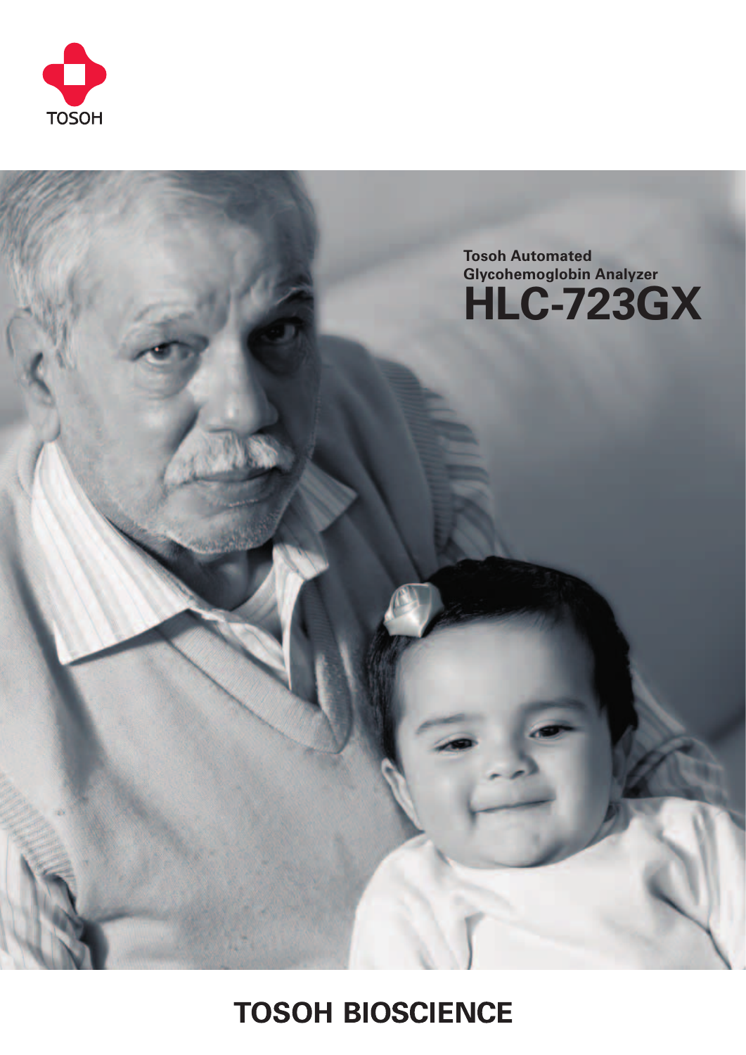TOSOH

Tosoh Automated Glycohemoglobin Analyzer

# HLC-723GX

## TOSOH BIOSCIENCE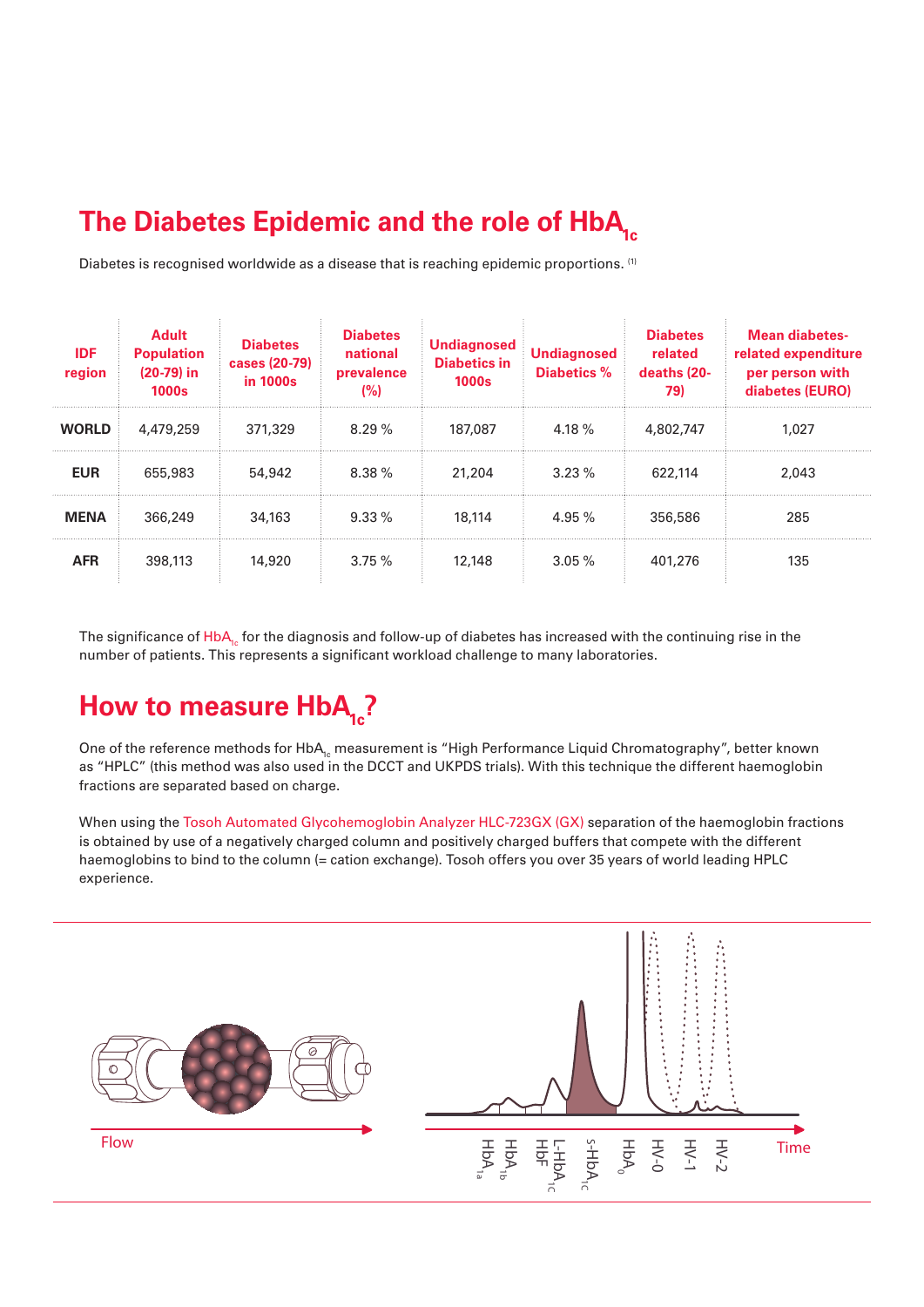# The Diabetes Epidemic and the role of $HbA_{1c}$

Diabetes is recognised worldwide as a disease that is reaching epidemic proportions. [1]

| IDF region | Adult Population (20-79) in 1000s | Diabetes cases (20-79) in 1000s | Diabetes national prevalence (%) | Undiagnosed Diabetics in 1000s | Undiagnosed Diabetics % | Diabetes related deaths (20-79) | Mean diabetes-related expenditure per person with diabetes (EURO) |
|---|---|---|---|---|---|---|---|
| **WORLD** | 4,479,259 | 371,329 | 8.29 % | 187,087 | 4.18 % | 4,802,747 | 1,027 |
| **EUR** | 655,983 | 54,942 | 8.38 % | 21,204 | 3.23 % | 622,114 | 2,043 |
| **MENA** | 366,249 | 34,163 | 9.33 % | 18,114 | 4.95 % | 356,586 | 285 |
| **AFR** | 398,113 | 14,920 | 3.75 % | 12,148 | 3.05 % | 401,276 | 135 |

The significance of $HbA_{1c}$ for the diagnosis and follow-up of diabetes has increased with the continuing rise in the number of patients. This represents a significant workload challenge to many laboratories.

# How to measure $HbA_{1c}$?

One of the reference methods for $HbA_{1c}$ measurement is "High Performance Liquid Chromatography", better known as "HPLC" (this method was also used in the DCCT and UKPDS trials). With this technique the different haemoglobin fractions are separated based on charge.

When using the Tosoh Automated Glycohemoglobin Analyzer HLC-723GX (GX) separation of the haemoglobin fractions is obtained by use of a negatively charged column and positively charged buffers that compete with the different haemoglobins to bind to the column (= cation exchange). Tosoh offers you over 35 years of world leading HPLC experience.

Flow

Time

$HbA_{1a}$ $HbA_{1b}$ HbF L-$HbA_{1c}$ s-$HbA_{1c}$ $HbA_0$ HV-0 HV-1 HV-2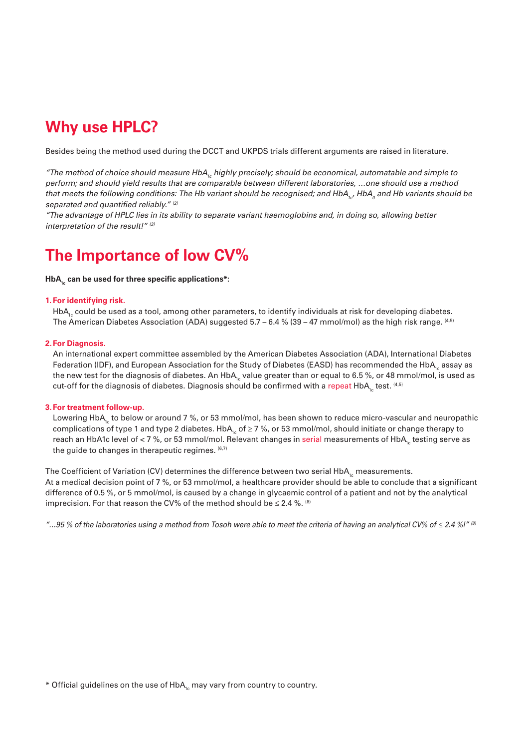## Why use HPLC?

Besides being the method used during the DCCT and UKPDS trials different arguments are raised in literature.

*"The method of choice should measure $HbA_{1c}$ highly precisely; should be economical, automatable and simple to perform; and should yield results that are comparable between different laboratories, ...one should use a method that meets the following conditions: The Hb variant should be recognised; and $HbA_{1c}$, $HbA_0$ and Hb variants should be separated and quantified reliably."* [2]

*"The advantage of HPLC lies in its ability to separate variant haemoglobins and, in doing so, allowing better interpretation of the result!"* [3]

## The Importance of low CV%

**$HbA_{1c}$ can be used for three specific applications*:**

**1. For identifying risk.**
$HbA_{1c}$ could be used as a tool, among other parameters, to identify individuals at risk for developing diabetes. The American Diabetes Association (ADA) suggested 5.7 – 6.4 % (39 – 47 mmol/mol) as the high risk range. [4,5]

**2. For Diagnosis.**
An international expert committee assembled by the American Diabetes Association (ADA), International Diabetes Federation (IDF), and European Association for the Study of Diabetes (EASD) has recommended the $HbA_{1c}$ assay as the new test for the diagnosis of diabetes. An $HbA_{1c}$ value greater than or equal to 6.5 %, or 48 mmol/mol, is used as cut-off for the diagnosis of diabetes. Diagnosis should be confirmed with a repeat $HbA_{1c}$ test. [4,5]

**3. For treatment follow-up.**
Lowering $HbA_{1c}$ to below or around 7 %, or 53 mmol/mol, has been shown to reduce micro-vascular and neuropathic complications of type 1 and type 2 diabetes. $HbA_{1c}$ of ≥ 7 %, or 53 mmol/mol, should initiate or change therapy to reach an HbA1c level of < 7 %, or 53 mmol/mol. Relevant changes in serial measurements of $HbA_{1c}$ testing serve as the guide to changes in therapeutic regimes. [6,7]

The Coefficient of Variation (CV) determines the difference between two serial $HbA_{1c}$ measurements.
At a medical decision point of 7 %, or 53 mmol/mol, a healthcare provider should be able to conclude that a significant difference of 0.5 %, or 5 mmol/mol, is caused by a change in glycaemic control of a patient and not by the analytical imprecision. For that reason the CV% of the method should be ≤ 2.4 %. [8]

*"...95 % of the laboratories using a method from Tosoh were able to meet the criteria of having an analytical CV% of ≤ 2.4 %!"* [8]

\* Official guidelines on the use of $HbA_{1c}$ may vary from country to country.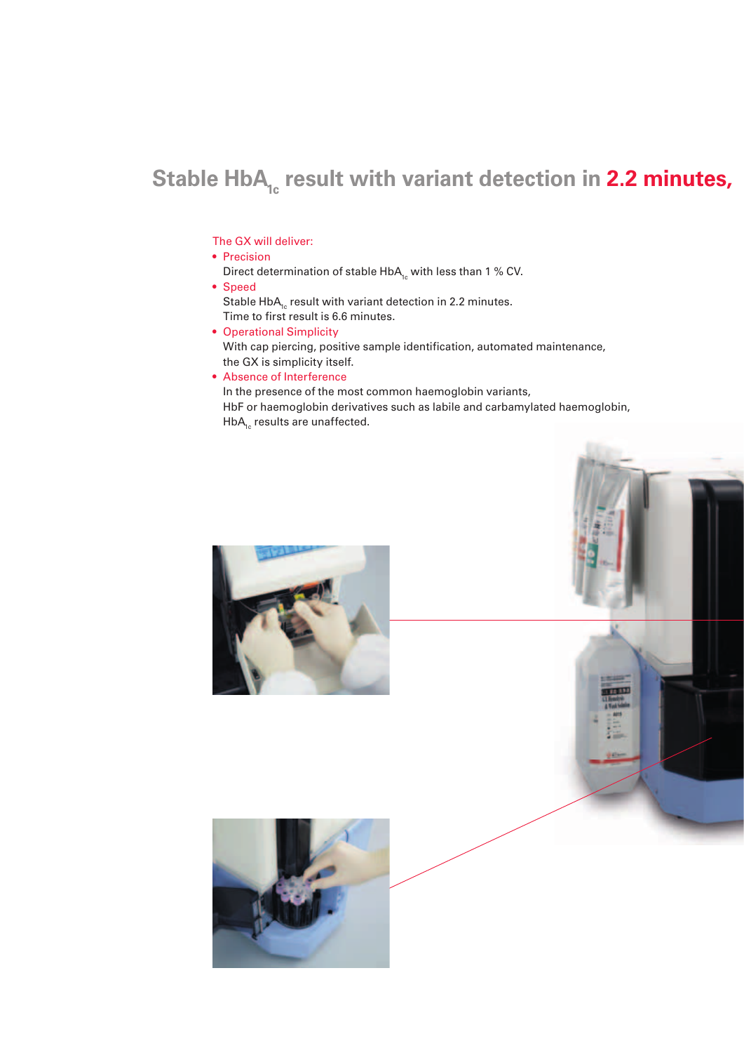# Stable $HbA_{1c}$ result with variant detection in 2.2 minutes,

The GX will deliver:

- Precision
  Direct determination of stable $HbA_{1c}$ with less than 1 % CV.
- Speed
  Stable $HbA_{1c}$ result with variant detection in 2.2 minutes.
  Time to first result is 6.6 minutes.
- Operational Simplicity
  With cap piercing, positive sample identification, automated maintenance, the GX is simplicity itself.
- Absence of Interference
  In the presence of the most common haemoglobin variants, HbF or haemoglobin derivatives such as labile and carbamylated haemoglobin, $HbA_{1c}$ results are unaffected.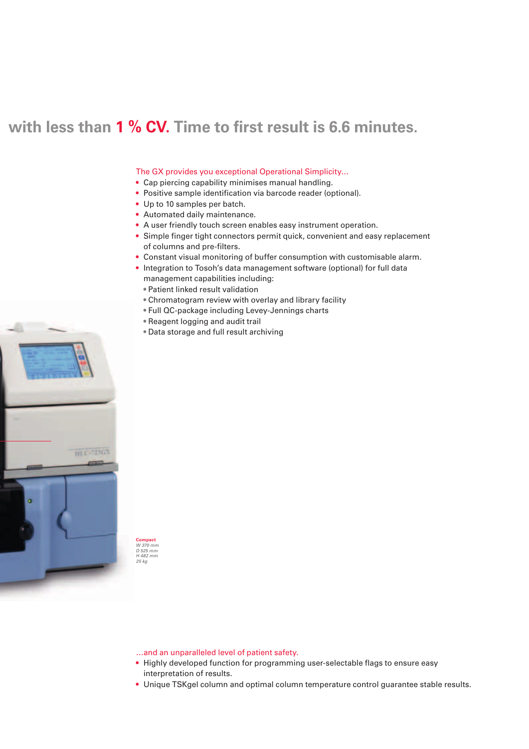## with less than **1 % CV.** Time to first result is 6.6 minutes.

The GX provides you exceptional Operational Simplicity...

- Cap piercing capability minimises manual handling.
- Positive sample identification via barcode reader (optional).
- Up to 10 samples per batch.
- Automated daily maintenance.
- A user friendly touch screen enables easy instrument operation.
- Simple finger tight connectors permit quick, convenient and easy replacement of columns and pre-filters.
- Constant visual monitoring of buffer consumption with customisable alarm.
- Integration to Tosoh's data management software (optional) for full data management capabilities including:
  - Patient linked result validation
  - Chromatogram review with overlay and library facility
  - Full QC-package including Levey-Jennings charts
  - Reagent logging and audit trail
  - Data storage and full result archiving

**Compact**
*W 370 mm*
*D 525 mm*
*H 482 mm*
*25 kg*

...and an unparalleled level of patient safety.

- Highly developed function for programming user-selectable flags to ensure easy interpretation of results.
- Unique TSKgel column and optimal column temperature control guarantee stable results.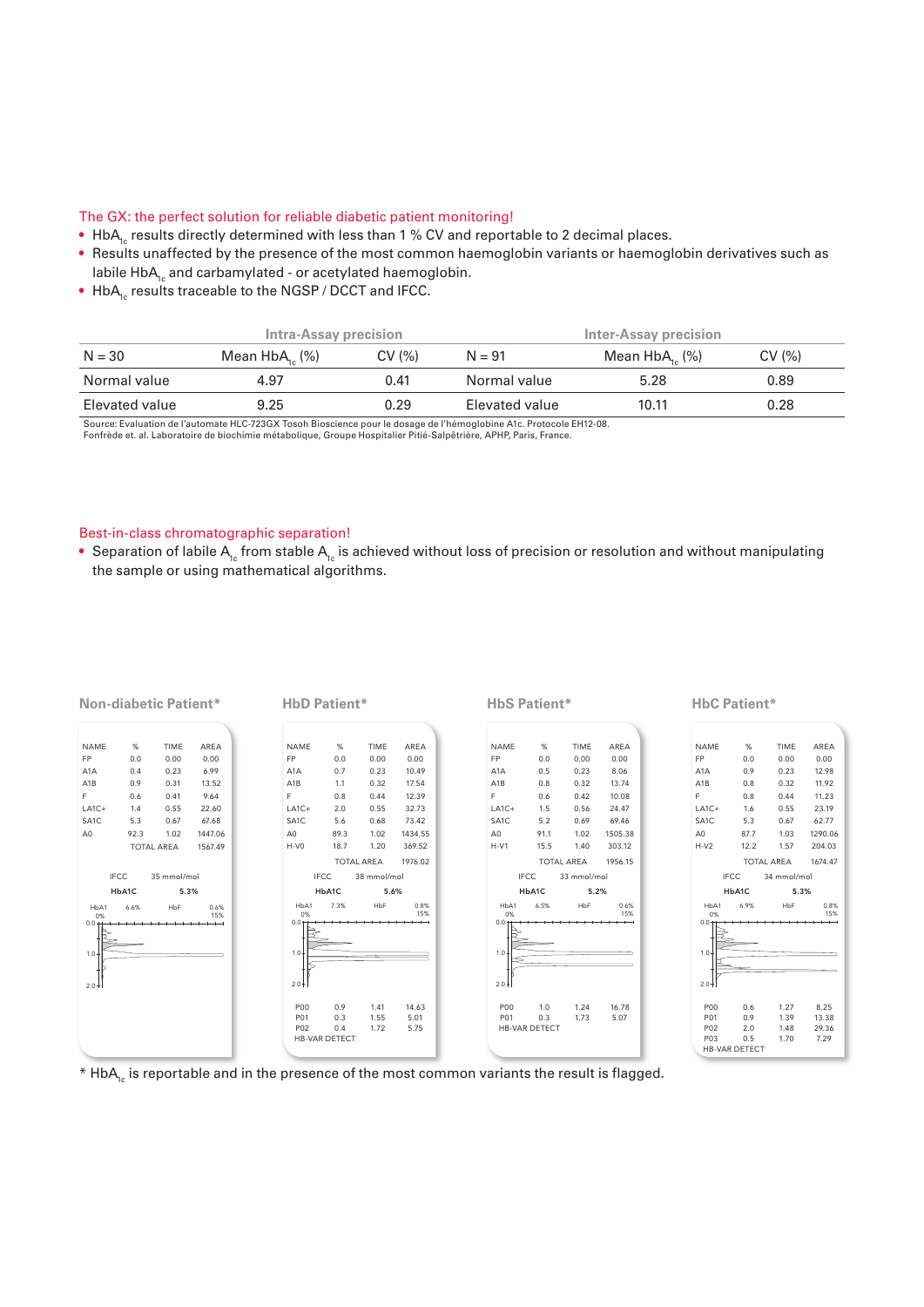## The GX: the perfect solution for reliable diabetic patient monitoring!

- $HbA_{1c}$ results directly determined with less than 1 % CV and reportable to 2 decimal places.
- Results unaffected by the presence of the most common haemoglobin variants or haemoglobin derivatives such as labile $HbA_{1c}$ and carbamylated - or acetylated haemoglobin.
- $HbA_{1c}$ results traceable to the NGSP / DCCT and IFCC.

| Intra-Assay precision | | | Inter-Assay precision | | |
|---|---|---|---|---|---|
| N = 30 | Mean $HbA_{1c}$ (%) | CV (%) | N = 91 | Mean $HbA_{1c}$ (%) | CV (%) |
| Normal value | 4.97 | 0.41 | Normal value | 5.28 | 0.89 |
| Elevated value | 9.25 | 0.29 | Elevated value | 10.11 | 0.28 |

Source: Evaluation de l'automate HLC-723GX Tosoh Bioscience pour le dosage de l'hémoglobine A1c. Protocole EH12-08.
Fonfrède et. al. Laboratoire de biochimie métabolique, Groupe Hospitalier Pitié-Salpêtrière, APHP, Paris, France.

## Best-in-class chromatographic separation!

- Separation of labile $A_{1c}$ from stable $A_{1c}$ is achieved without loss of precision or resolution and without manipulating the sample or using mathematical algorithms.

### Non-diabetic Patient*

| NAME | % | TIME | AREA |
|---|---|---|---|
| FP | 0.0 | 0.00 | 0.00 |
| A1A | 0.4 | 0.23 | 6.99 |
| A1B | 0.9 | 0.31 | 13.52 |
| F | 0.6 | 0.41 | 9.64 |
| LA1C+ | 1.4 | 0.55 | 22.60 |
| SA1C | 5.3 | 0.67 | 67.68 |
| A0 | 92.3 | 1.02 | 1447.06 |
| | | TOTAL AREA | 1567.49 |

IFCC 35 mmol/mol
HbA1C 5.3%
HbA1 6.6% HbF 0.6%

### HbD Patient*

| NAME | % | TIME | AREA |
|---|---|---|---|
| FP | 0.0 | 0.00 | 0.00 |
| A1A | 0.7 | 0.23 | 10.49 |
| A1B | 1.1 | 0.32 | 17.54 |
| F | 0.8 | 0.44 | 12.39 |
| LA1C+ | 2.0 | 0.55 | 32.73 |
| SA1C | 5.6 | 0.68 | 73.42 |
| A0 | 89.3 | 1.02 | 1434.55 |
| H-V0 | 18.7 | 1.20 | 369.52 |
| | | TOTAL AREA | 1976.02 |

IFCC 38 mmol/mol
HbA1C 5.6%
HbA1 7.3% HbF 0.8%

| | | | |
|---|---|---|---|
| P00 | 0.9 | 1.41 | 14.63 |
| P01 | 0.3 | 1.55 | 5.01 |
| P02 | 0.4 | 1.72 | 5.75 |

HB-VAR DETECT

### HbS Patient*

| NAME | % | TIME | AREA |
|---|---|---|---|
| FP | 0.0 | 0.00 | 0.00 |
| A1A | 0.5 | 0.23 | 8.06 |
| A1B | 0.8 | 0.32 | 13.74 |
| F | 0.6 | 0.42 | 10.08 |
| LA1C+ | 1.5 | 0.56 | 24.47 |
| SA1C | 5.2 | 0.69 | 69.46 |
| A0 | 91.1 | 1.02 | 1505.38 |
| H-V1 | 15.5 | 1.40 | 303.12 |
| | | TOTAL AREA | 1956.15 |

IFCC 33 mmol/mol
HbA1C 5.2%
HbA1 6.5% HbF 0.6%

| | | | |
|---|---|---|---|
| P00 | 1.0 | 1.24 | 16.78 |
| P01 | 0.3 | 1.73 | 5.07 |

HB-VAR DETECT

### HbC Patient*

| NAME | % | TIME | AREA |
|---|---|---|---|
| FP | 0.0 | 0.00 | 0.00 |
| A1A | 0.9 | 0.23 | 12.98 |
| A1B | 0.8 | 0.32 | 11.92 |
| F | 0.8 | 0.44 | 11.23 |
| LA1C+ | 1.6 | 0.55 | 23.19 |
| SA1C | 5.3 | 0.67 | 62.77 |
| A0 | 87.7 | 1.03 | 1290.06 |
| H-V2 | 12.2 | 1.57 | 204.03 |
| | | TOTAL AREA | 1674.47 |

IFCC 34 mmol/mol
HbA1C 5.3%
HbA1 6.9% HbF 0.8%

| | | | |
|---|---|---|---|
| P00 | 0.6 | 1.27 | 8.25 |
| P01 | 0.9 | 1.39 | 13.38 |
| P02 | 2.0 | 1.48 | 29.36 |
| P03 | 0.5 | 1.70 | 7.29 |

HB-VAR DETECT

* $HbA_{1c}$ is reportable and in the presence of the most common variants the result is flagged.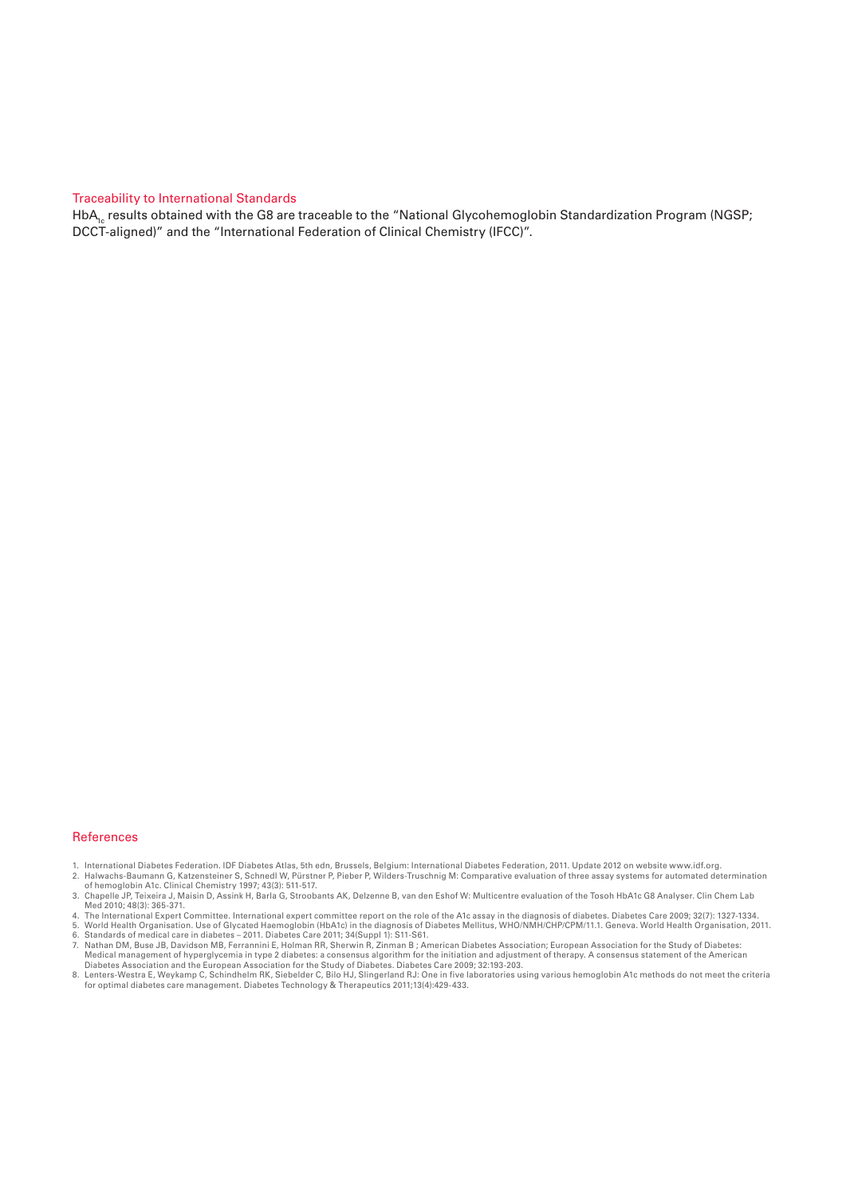## Traceability to International Standards

$HbA_{1c}$ results obtained with the G8 are traceable to the "National Glycohemoglobin Standardization Program (NGSP; DCCT-aligned)" and the "International Federation of Clinical Chemistry (IFCC)".

## References

1. International Diabetes Federation. IDF Diabetes Atlas, 5th edn, Brussels, Belgium: International Diabetes Federation, 2011. Update 2012 on website www.idf.org.
2. Halwachs-Baumann G, Katzensteiner S, Schnedl W, Pürstner P, Pieber P, Wilders-Truschnig M: Comparative evaluation of three assay systems for automated determination of hemoglobin A1c. Clinical Chemistry 1997; 43(3): 511-517.
3. Chapelle JP, Teixeira J, Maisin D, Assink H, Barla G, Stroobants AK, Delzenne B, van den Eshof W: Multicentre evaluation of the Tosoh HbA1c G8 Analyser. Clin Chem Lab Med 2010; 48(3): 365-371.
4. The International Expert Committee. International expert committee report on the role of the A1c assay in the diagnosis of diabetes. Diabetes Care 2009; 32(7): 1327-1334.
5. World Health Organisation. Use of Glycated Haemoglobin (HbA1c) in the diagnosis of Diabetes Mellitus, WHO/NMH/CHP/CPM/11.1. Geneva. World Health Organisation, 2011.
6. Standards of medical care in diabetes – 2011. Diabetes Care 2011; 34(Suppl 1): S11-S61.
7. Nathan DM, Buse JB, Davidson MB, Ferrannini E, Holman RR, Sherwin R, Zinman B ; American Diabetes Association; European Association for the Study of Diabetes: Medical management of hyperglycemia in type 2 diabetes: a consensus algorithm for the initiation and adjustment of therapy. A consensus statement of the American Diabetes Association and the European Association for the Study of Diabetes. Diabetes Care 2009; 32:193-203.
8. Lenters-Westra E, Weykamp C, Schindhelm RK, Siebelder C, Bilo HJ, Slingerland RJ: One in five laboratories using various hemoglobin A1c methods do not meet the criteria for optimal diabetes care management. Diabetes Technology & Therapeutics 2011;13(4):429-433.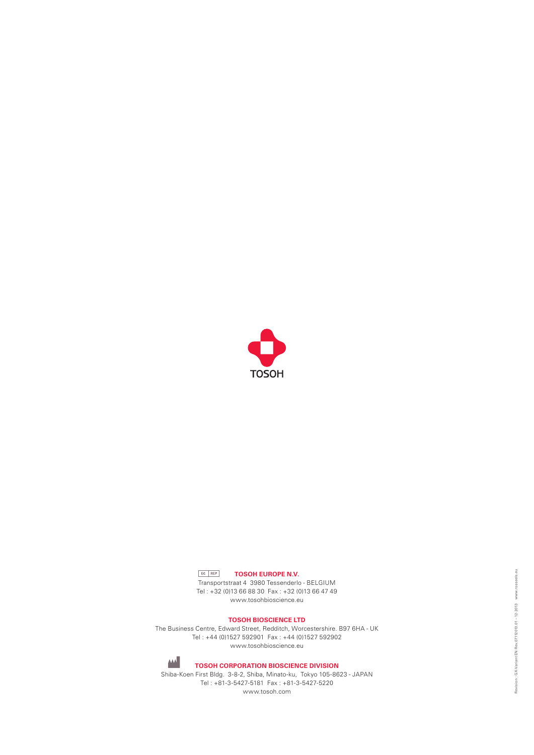TOSOH

EC REP **TOSOH EUROPE N.V.**

Transportstraat 4 3980 Tessenderlo - BELGIUM
Tel : +32 (0)13 66 88 30 Fax : +32 (0)13 66 47 49
www.tosohbioscience.eu

**TOSOH BIOSCIENCE LTD**

The Business Centre, Edward Street, Redditch, Worcestershire. B97 6HA - UK
Tel : +44 (0)1527 592901 Fax : +44 (0)1527 592902
www.tosohbioscience.eu

**TOSOH CORPORATION BIOSCIENCE DIVISION**

Shiba-Koen First Bldg. 3-8-2, Shiba, Minato-ku, Tokyo 105-8623 - JAPAN
Tel : +81-3-5427-5181 Fax : +81-3-5427-5220
www.tosoh.com

Revision : GX Variant EN Rev.07112013.01 – 12-2013 www.rosseels.eu